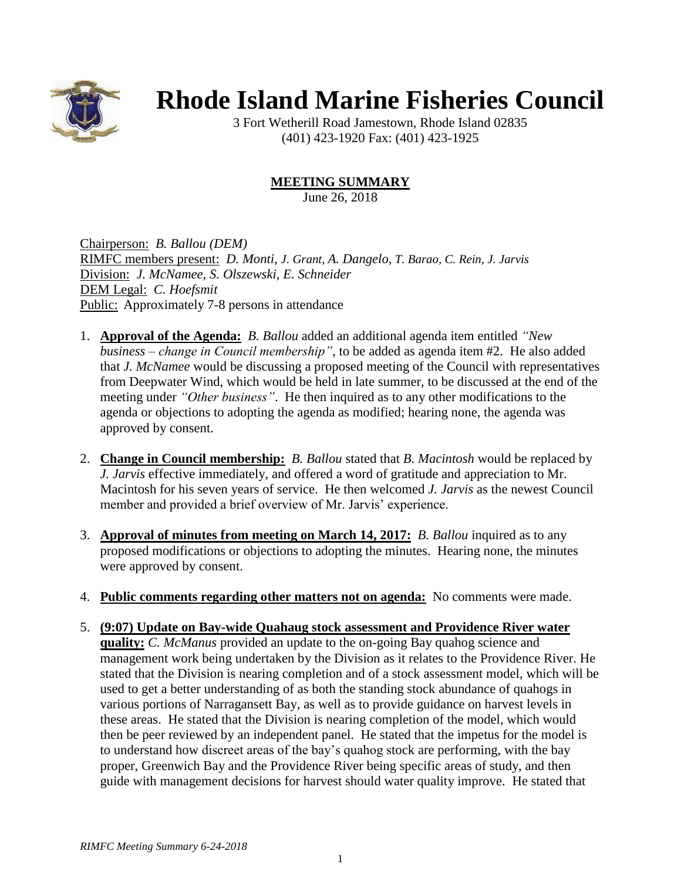# Rhode Island Marine Fisheries Council

3 Fort Wetherill Road Jamestown, Rhode Island 02835
(401) 423-1920 Fax: (401) 423-1925

## MEETING SUMMARY

June 26, 2018

Chairperson: *B. Ballou (DEM)*
RIMFC members present: *D. Monti, J. Grant, A. Dangelo, T. Barao, C. Rein, J. Jarvis*
Division: *J. McNamee, S. Olszewski, E. Schneider*
DEM Legal: *C. Hoefsmit*
Public: Approximately 7-8 persons in attendance

1. **Approval of the Agenda:** *B. Ballou* added an additional agenda item entitled *"New business – change in Council membership"*, to be added as agenda item #2. He also added that *J. McNamee* would be discussing a proposed meeting of the Council with representatives from Deepwater Wind, which would be held in late summer, to be discussed at the end of the meeting under *"Other business"*. He then inquired as to any other modifications to the agenda or objections to adopting the agenda as modified; hearing none, the agenda was approved by consent.

2. **Change in Council membership:** *B. Ballou* stated that *B. Macintosh* would be replaced by *J. Jarvis* effective immediately, and offered a word of gratitude and appreciation to Mr. Macintosh for his seven years of service. He then welcomed *J. Jarvis* as the newest Council member and provided a brief overview of Mr. Jarvis' experience.

3. **Approval of minutes from meeting on March 14, 2017:** *B. Ballou* inquired as to any proposed modifications or objections to adopting the minutes. Hearing none, the minutes were approved by consent.

4. **Public comments regarding other matters not on agenda:** No comments were made.

5. **(9:07) Update on Bay-wide Quahaug stock assessment and Providence River water quality:** *C. McManus* provided an update to the on-going Bay quahog science and management work being undertaken by the Division as it relates to the Providence River. He stated that the Division is nearing completion and of a stock assessment model, which will be used to get a better understanding of as both the standing stock abundance of quahogs in various portions of Narragansett Bay, as well as to provide guidance on harvest levels in these areas. He stated that the Division is nearing completion of the model, which would then be peer reviewed by an independent panel. He stated that the impetus for the model is to understand how discreet areas of the bay's quahog stock are performing, with the bay proper, Greenwich Bay and the Providence River being specific areas of study, and then guide with management decisions for harvest should water quality improve. He stated that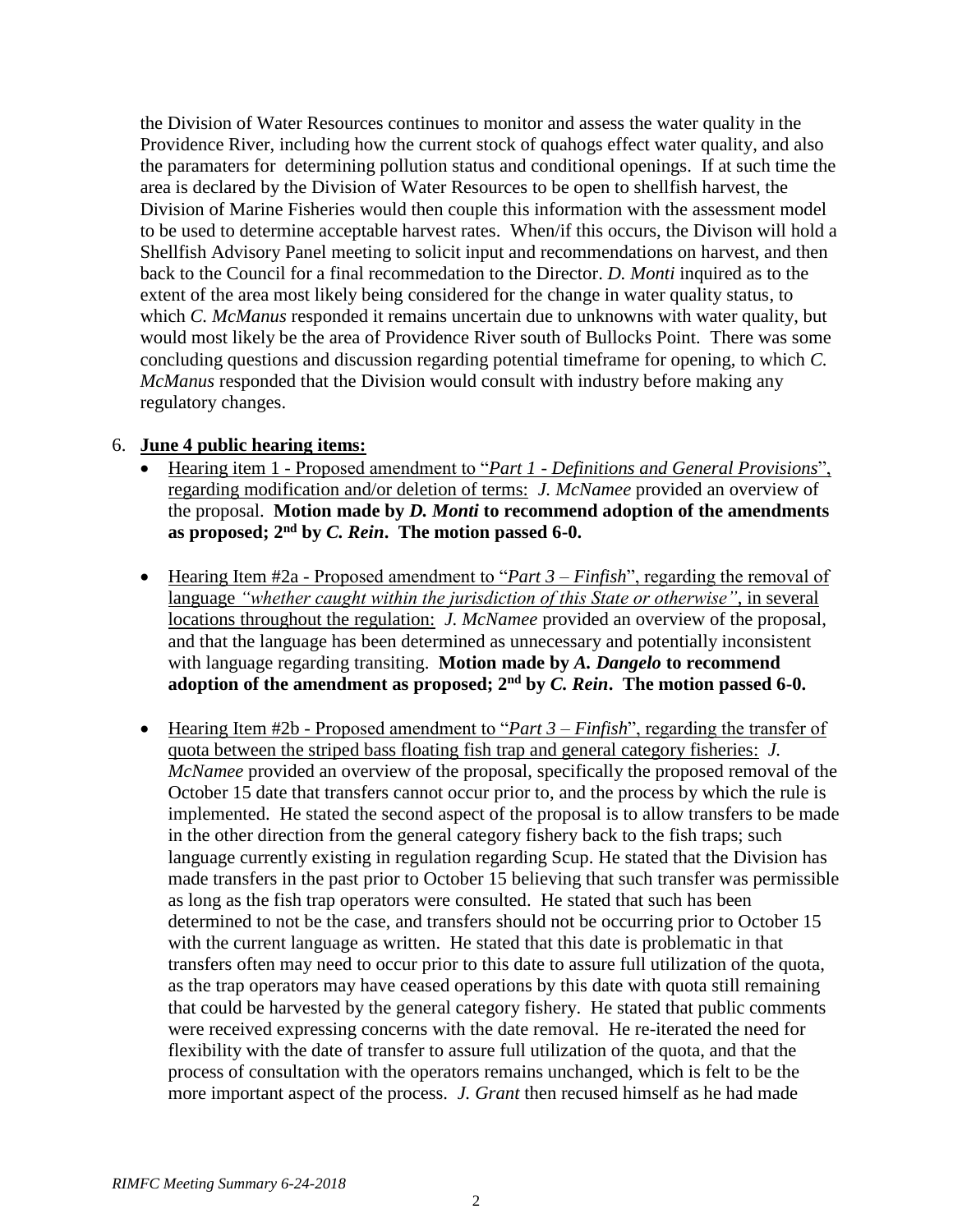the Division of Water Resources continues to monitor and assess the water quality in the Providence River, including how the current stock of quahogs effect water quality, and also the paramaters for determining pollution status and conditional openings. If at such time the area is declared by the Division of Water Resources to be open to shellfish harvest, the Division of Marine Fisheries would then couple this information with the assessment model to be used to determine acceptable harvest rates. When/if this occurs, the Divison will hold a Shellfish Advisory Panel meeting to solicit input and recommendations on harvest, and then back to the Council for a final recommedation to the Director. *D. Monti* inquired as to the extent of the area most likely being considered for the change in water quality status, to which *C. McManus* responded it remains uncertain due to unknowns with water quality, but would most likely be the area of Providence River south of Bullocks Point. There was some concluding questions and discussion regarding potential timeframe for opening, to which *C. McManus* responded that the Division would consult with industry before making any regulatory changes.

6. **June 4 public hearing items:**
   - Hearing item 1 - Proposed amendment to "*Part 1 - Definitions and General Provisions*", regarding modification and/or deletion of terms: *J. McNamee* provided an overview of the proposal. **Motion made by *D. Monti* to recommend adoption of the amendments as proposed; 2nd by *C. Rein*. The motion passed 6-0.**
   - Hearing Item #2a - Proposed amendment to "*Part 3 – Finfish*", regarding the removal of language *"whether caught within the jurisdiction of this State or otherwise"*, in several locations throughout the regulation: *J. McNamee* provided an overview of the proposal, and that the language has been determined as unnecessary and potentially inconsistent with language regarding transiting. **Motion made by *A. Dangelo* to recommend adoption of the amendment as proposed; 2nd by *C. Rein*. The motion passed 6-0.**
   - Hearing Item #2b - Proposed amendment to "*Part 3 – Finfish*", regarding the transfer of quota between the striped bass floating fish trap and general category fisheries: *J. McNamee* provided an overview of the proposal, specifically the proposed removal of the October 15 date that transfers cannot occur prior to, and the process by which the rule is implemented. He stated the second aspect of the proposal is to allow transfers to be made in the other direction from the general category fishery back to the fish traps; such language currently existing in regulation regarding Scup. He stated that the Division has made transfers in the past prior to October 15 believing that such transfer was permissible as long as the fish trap operators were consulted. He stated that such has been determined to not be the case, and transfers should not be occurring prior to October 15 with the current language as written. He stated that this date is problematic in that transfers often may need to occur prior to this date to assure full utilization of the quota, as the trap operators may have ceased operations by this date with quota still remaining that could be harvested by the general category fishery. He stated that public comments were received expressing concerns with the date removal. He re-iterated the need for flexibility with the date of transfer to assure full utilization of the quota, and that the process of consultation with the operators remains unchanged, which is felt to be the more important aspect of the process. *J. Grant* then recused himself as he had made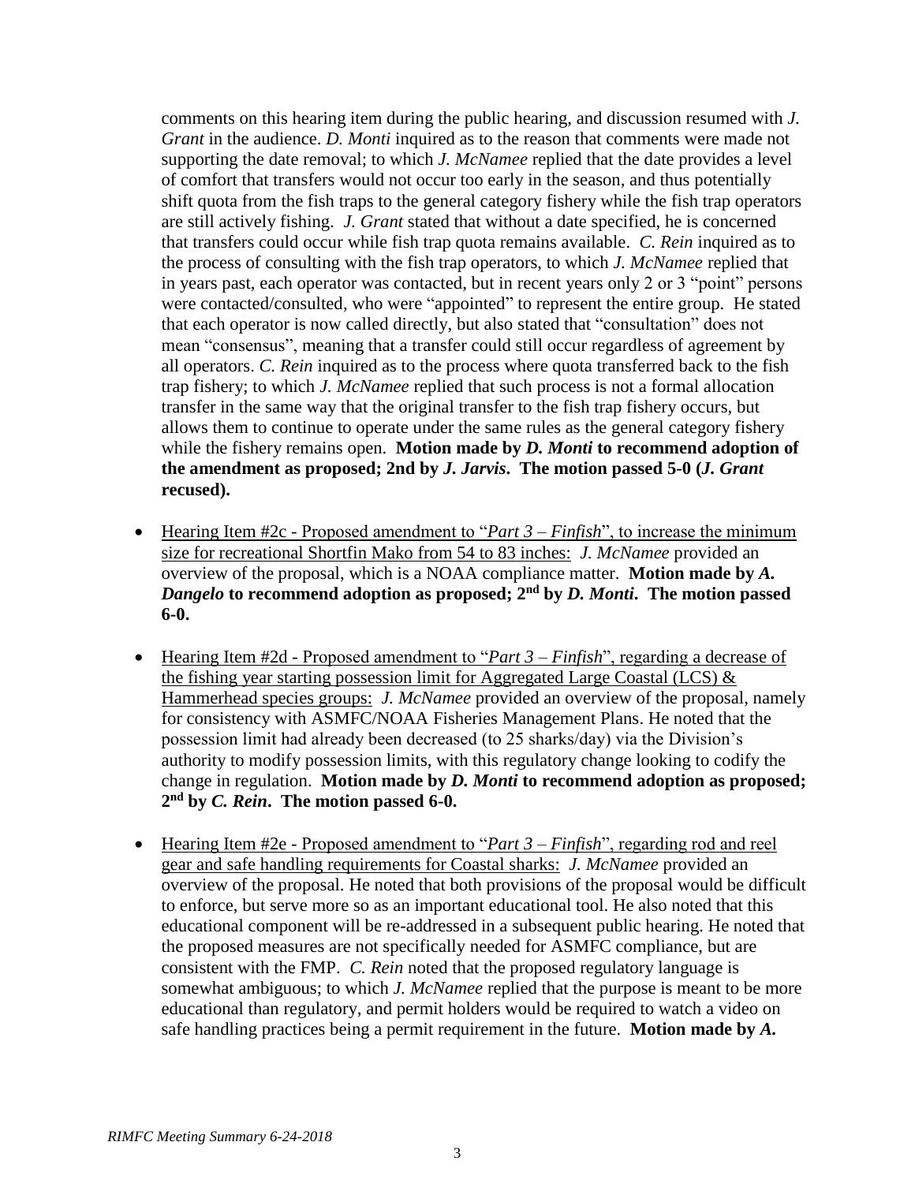comments on this hearing item during the public hearing, and discussion resumed with *J. Grant* in the audience. *D. Monti* inquired as to the reason that comments were made not supporting the date removal; to which *J. McNamee* replied that the date provides a level of comfort that transfers would not occur too early in the season, and thus potentially shift quota from the fish traps to the general category fishery while the fish trap operators are still actively fishing. *J. Grant* stated that without a date specified, he is concerned that transfers could occur while fish trap quota remains available. *C. Rein* inquired as to the process of consulting with the fish trap operators, to which *J. McNamee* replied that in years past, each operator was contacted, but in recent years only 2 or 3 "point" persons were contacted/consulted, who were "appointed" to represent the entire group. He stated that each operator is now called directly, but also stated that "consultation" does not mean "consensus", meaning that a transfer could still occur regardless of agreement by all operators. *C. Rein* inquired as to the process where quota transferred back to the fish trap fishery; to which *J. McNamee* replied that such process is not a formal allocation transfer in the same way that the original transfer to the fish trap fishery occurs, but allows them to continue to operate under the same rules as the general category fishery while the fishery remains open. **Motion made by *D. Monti* to recommend adoption of the amendment as proposed; 2nd by *J. Jarvis*. The motion passed 5-0 (*J. Grant* recused).**

- Hearing Item #2c - Proposed amendment to "*Part 3 – Finfish*", to increase the minimum size for recreational Shortfin Mako from 54 to 83 inches: *J. McNamee* provided an overview of the proposal, which is a NOAA compliance matter. **Motion made by *A. Dangelo* to recommend adoption as proposed; 2nd by *D. Monti*. The motion passed 6-0.**

- Hearing Item #2d - Proposed amendment to "*Part 3 – Finfish*", regarding a decrease of the fishing year starting possession limit for Aggregated Large Coastal (LCS) & Hammerhead species groups: *J. McNamee* provided an overview of the proposal, namely for consistency with ASMFC/NOAA Fisheries Management Plans. He noted that the possession limit had already been decreased (to 25 sharks/day) via the Division's authority to modify possession limits, with this regulatory change looking to codify the change in regulation. **Motion made by *D. Monti* to recommend adoption as proposed; 2nd by *C. Rein*. The motion passed 6-0.**

- Hearing Item #2e - Proposed amendment to "*Part 3 – Finfish*", regarding rod and reel gear and safe handling requirements for Coastal sharks: *J. McNamee* provided an overview of the proposal. He noted that both provisions of the proposal would be difficult to enforce, but serve more so as an important educational tool. He also noted that this educational component will be re-addressed in a subsequent public hearing. He noted that the proposed measures are not specifically needed for ASMFC compliance, but are consistent with the FMP. *C. Rein* noted that the proposed regulatory language is somewhat ambiguous; to which *J. McNamee* replied that the purpose is meant to be more educational than regulatory, and permit holders would be required to watch a video on safe handling practices being a permit requirement in the future. **Motion made by *A.***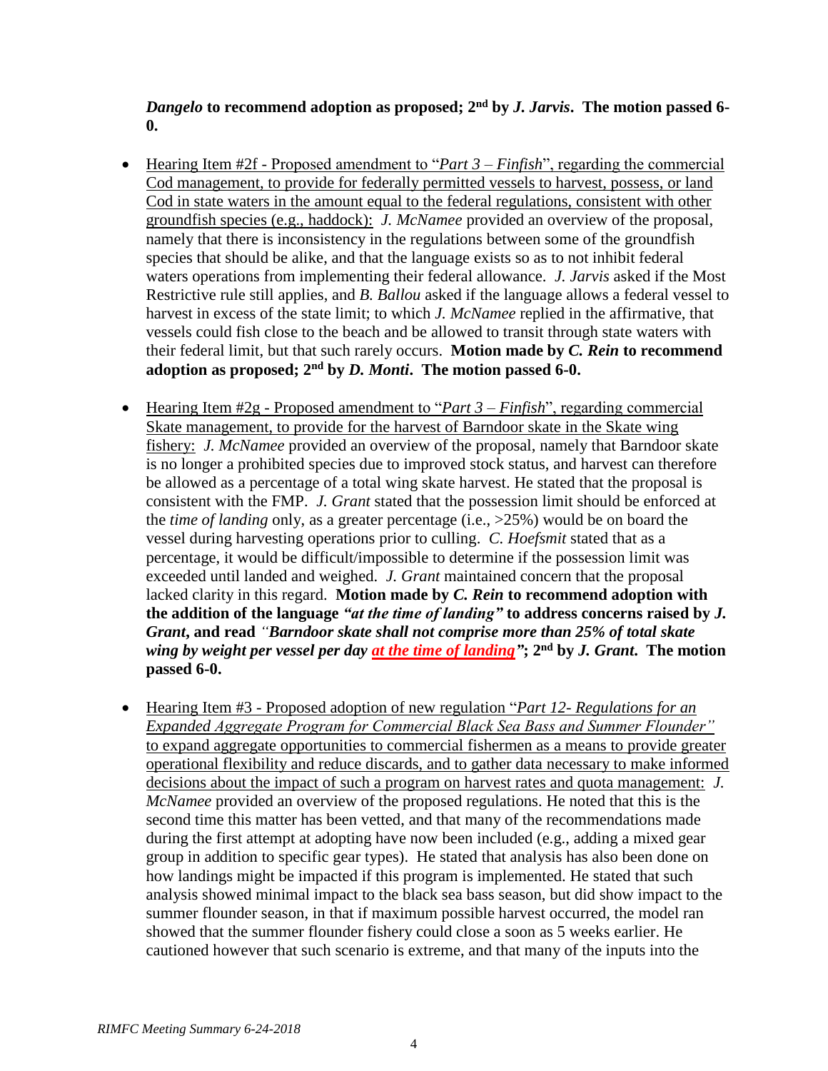***Dangelo* to recommend adoption as proposed; 2nd by *J. Jarvis*. The motion passed 6-0.**

- Hearing Item #2f - Proposed amendment to "*Part 3 – Finfish*", regarding the commercial Cod management, to provide for federally permitted vessels to harvest, possess, or land Cod in state waters in the amount equal to the federal regulations, consistent with other groundfish species (e.g., haddock): *J. McNamee* provided an overview of the proposal, namely that there is inconsistency in the regulations between some of the groundfish species that should be alike, and that the language exists so as to not inhibit federal waters operations from implementing their federal allowance. *J. Jarvis* asked if the Most Restrictive rule still applies, and *B. Ballou* asked if the language allows a federal vessel to harvest in excess of the state limit; to which *J. McNamee* replied in the affirmative, that vessels could fish close to the beach and be allowed to transit through state waters with their federal limit, but that such rarely occurs. **Motion made by *C. Rein* to recommend adoption as proposed; 2nd by *D. Monti*. The motion passed 6-0.**

- Hearing Item #2g - Proposed amendment to "*Part 3 – Finfish*", regarding commercial Skate management, to provide for the harvest of Barndoor skate in the Skate wing fishery: *J. McNamee* provided an overview of the proposal, namely that Barndoor skate is no longer a prohibited species due to improved stock status, and harvest can therefore be allowed as a percentage of a total wing skate harvest. He stated that the proposal is consistent with the FMP. *J. Grant* stated that the possession limit should be enforced at the *time of landing* only, as a greater percentage (i.e., >25%) would be on board the vessel during harvesting operations prior to culling. *C. Hoefsmit* stated that as a percentage, it would be difficult/impossible to determine if the possession limit was exceeded until landed and weighed. *J. Grant* maintained concern that the proposal lacked clarity in this regard. **Motion made by *C. Rein* to recommend adoption with the addition of the language *"at the time of landing"* to address concerns raised by *J. Grant*, and read *"Barndoor skate shall not comprise more than 25% of total skate wing by weight per vessel per day at the time of landing"*; 2nd by *J. Grant*. The motion passed 6-0.**

- Hearing Item #3 - Proposed adoption of new regulation "*Part 12- Regulations for an Expanded Aggregate Program for Commercial Black Sea Bass and Summer Flounder"* to expand aggregate opportunities to commercial fishermen as a means to provide greater operational flexibility and reduce discards, and to gather data necessary to make informed decisions about the impact of such a program on harvest rates and quota management: *J. McNamee* provided an overview of the proposed regulations. He noted that this is the second time this matter has been vetted, and that many of the recommendations made during the first attempt at adopting have now been included (e.g., adding a mixed gear group in addition to specific gear types). He stated that analysis has also been done on how landings might be impacted if this program is implemented. He stated that such analysis showed minimal impact to the black sea bass season, but did show impact to the summer flounder season, in that if maximum possible harvest occurred, the model ran showed that the summer flounder fishery could close a soon as 5 weeks earlier. He cautioned however that such scenario is extreme, and that many of the inputs into the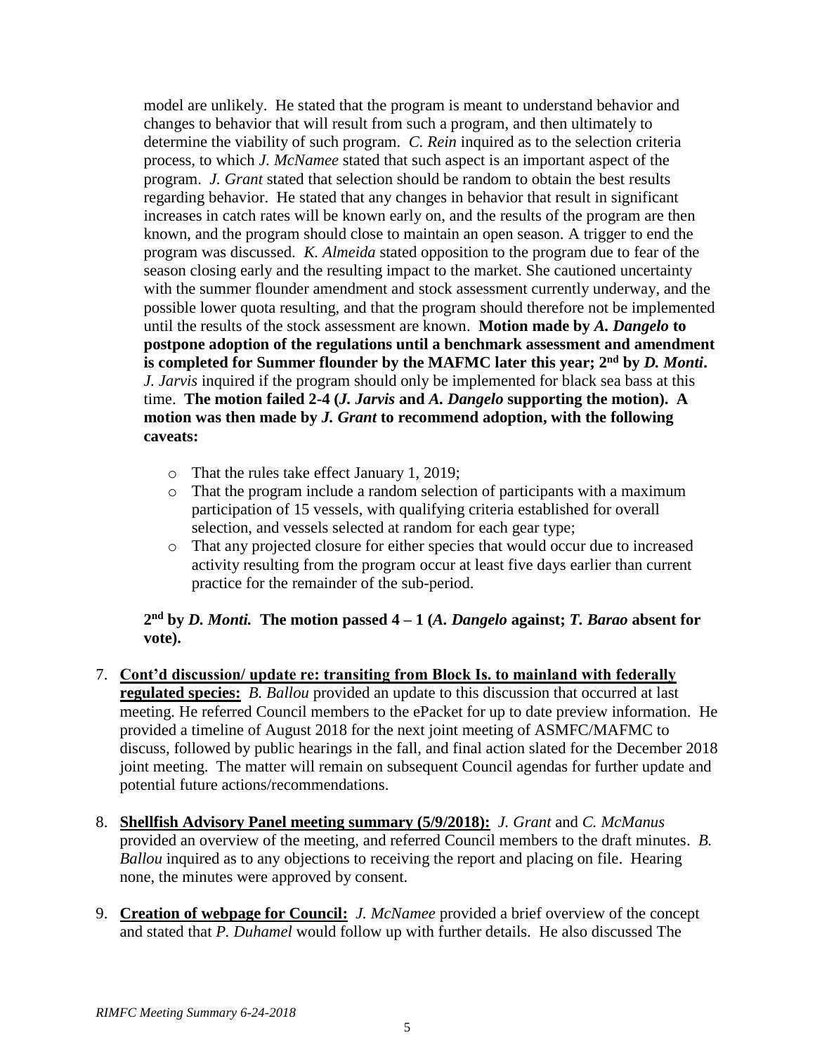model are unlikely. He stated that the program is meant to understand behavior and changes to behavior that will result from such a program, and then ultimately to determine the viability of such program. *C. Rein* inquired as to the selection criteria process, to which *J. McNamee* stated that such aspect is an important aspect of the program. *J. Grant* stated that selection should be random to obtain the best results regarding behavior. He stated that any changes in behavior that result in significant increases in catch rates will be known early on, and the results of the program are then known, and the program should close to maintain an open season. A trigger to end the program was discussed. *K. Almeida* stated opposition to the program due to fear of the season closing early and the resulting impact to the market. She cautioned uncertainty with the summer flounder amendment and stock assessment currently underway, and the possible lower quota resulting, and that the program should therefore not be implemented until the results of the stock assessment are known. **Motion made by *A. Dangelo* to postpone adoption of the regulations until a benchmark assessment and amendment is completed for Summer flounder by the MAFMC later this year; 2nd by *D. Monti*.** *J. Jarvis* inquired if the program should only be implemented for black sea bass at this time. **The motion failed 2-4 (*J. Jarvis* and *A. Dangelo* supporting the motion). A motion was then made by *J. Grant* to recommend adoption, with the following caveats:**

- That the rules take effect January 1, 2019;
- That the program include a random selection of participants with a maximum participation of 15 vessels, with qualifying criteria established for overall selection, and vessels selected at random for each gear type;
- That any projected closure for either species that would occur due to increased activity resulting from the program occur at least five days earlier than current practice for the remainder of the sub-period.

**2nd by *D. Monti.* The motion passed 4 – 1 (*A. Dangelo* against; *T. Barao* absent for vote).**

7. **Cont'd discussion/ update re: transiting from Block Is. to mainland with federally regulated species:** *B. Ballou* provided an update to this discussion that occurred at last meeting. He referred Council members to the ePacket for up to date preview information. He provided a timeline of August 2018 for the next joint meeting of ASMFC/MAFMC to discuss, followed by public hearings in the fall, and final action slated for the December 2018 joint meeting. The matter will remain on subsequent Council agendas for further update and potential future actions/recommendations.

8. **Shellfish Advisory Panel meeting summary (5/9/2018):** *J. Grant* and *C. McManus* provided an overview of the meeting, and referred Council members to the draft minutes. *B. Ballou* inquired as to any objections to receiving the report and placing on file. Hearing none, the minutes were approved by consent.

9. **Creation of webpage for Council:** *J. McNamee* provided a brief overview of the concept and stated that *P. Duhamel* would follow up with further details. He also discussed The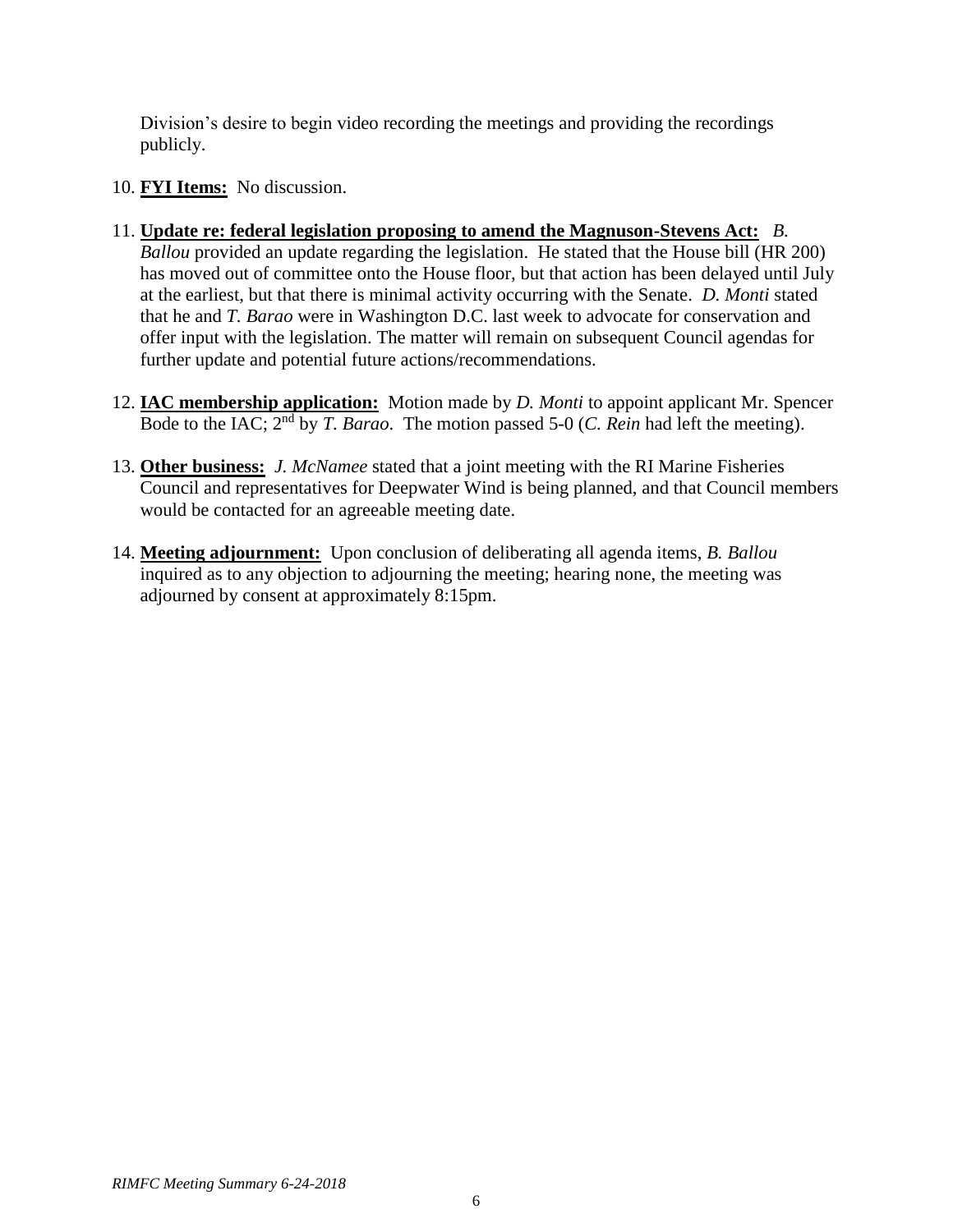Division's desire to begin video recording the meetings and providing the recordings publicly.

10. **FYI Items:** No discussion.

11. **Update re: federal legislation proposing to amend the Magnuson-Stevens Act:** *B. Ballou* provided an update regarding the legislation. He stated that the House bill (HR 200) has moved out of committee onto the House floor, but that action has been delayed until July at the earliest, but that there is minimal activity occurring with the Senate. *D. Monti* stated that he and *T. Barao* were in Washington D.C. last week to advocate for conservation and offer input with the legislation. The matter will remain on subsequent Council agendas for further update and potential future actions/recommendations.

12. **IAC membership application:** Motion made by *D. Monti* to appoint applicant Mr. Spencer Bode to the IAC; 2nd by *T. Barao*. The motion passed 5-0 (*C. Rein* had left the meeting).

13. **Other business:** *J. McNamee* stated that a joint meeting with the RI Marine Fisheries Council and representatives for Deepwater Wind is being planned, and that Council members would be contacted for an agreeable meeting date.

14. **Meeting adjournment:** Upon conclusion of deliberating all agenda items, *B. Ballou* inquired as to any objection to adjourning the meeting; hearing none, the meeting was adjourned by consent at approximately 8:15pm.